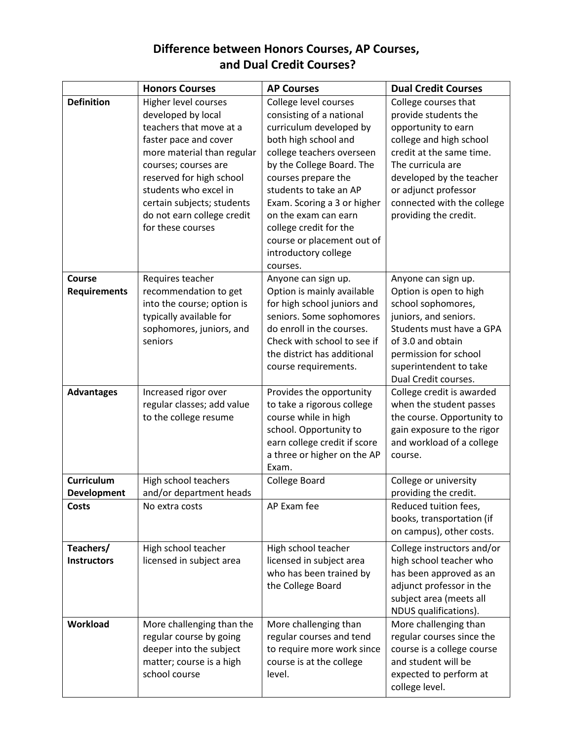# Difference between Honors Courses, AP Courses, and Dual Credit Courses?

| | Honors Courses | AP Courses | Dual Credit Courses |
|---|---|---|---|
| **Definition** | Higher level courses developed by local teachers that move at a faster pace and cover more material than regular courses; courses are reserved for high school students who excel in certain subjects; students do not earn college credit for these courses | College level courses consisting of a national curriculum developed by both high school and college teachers overseen by the College Board. The courses prepare the students to take an AP Exam. Scoring a 3 or higher on the exam can earn college credit for the course or placement out of introductory college courses. | College courses that provide students the opportunity to earn college and high school credit at the same time. The curricula are developed by the teacher or adjunct professor connected with the college providing the credit. |
| **Course Requirements** | Requires teacher recommendation to get into the course; option is typically available for sophomores, juniors, and seniors | Anyone can sign up. Option is mainly available for high school juniors and seniors. Some sophomores do enroll in the courses. Check with school to see if the district has additional course requirements. | Anyone can sign up. Option is open to high school sophomores, juniors, and seniors. Students must have a GPA of 3.0 and obtain permission for school superintendent to take Dual Credit courses. |
| **Advantages** | Increased rigor over regular classes; add value to the college resume | Provides the opportunity to take a rigorous college course while in high school. Opportunity to earn college credit if score a three or higher on the AP Exam. | College credit is awarded when the student passes the course. Opportunity to gain exposure to the rigor and workload of a college course. |
| **Curriculum Development** | High school teachers and/or department heads | College Board | College or university providing the credit. |
| **Costs** | No extra costs | AP Exam fee | Reduced tuition fees, books, transportation (if on campus), other costs. |
| **Teachers/ Instructors** | High school teacher licensed in subject area | High school teacher licensed in subject area who has been trained by the College Board | College instructors and/or high school teacher who has been approved as an adjunct professor in the subject area (meets all NDUS qualifications). |
| **Workload** | More challenging than the regular course by going deeper into the subject matter; course is a high school course | More challenging than regular courses and tend to require more work since course is at the college level. | More challenging than regular courses since the course is a college course and student will be expected to perform at college level. |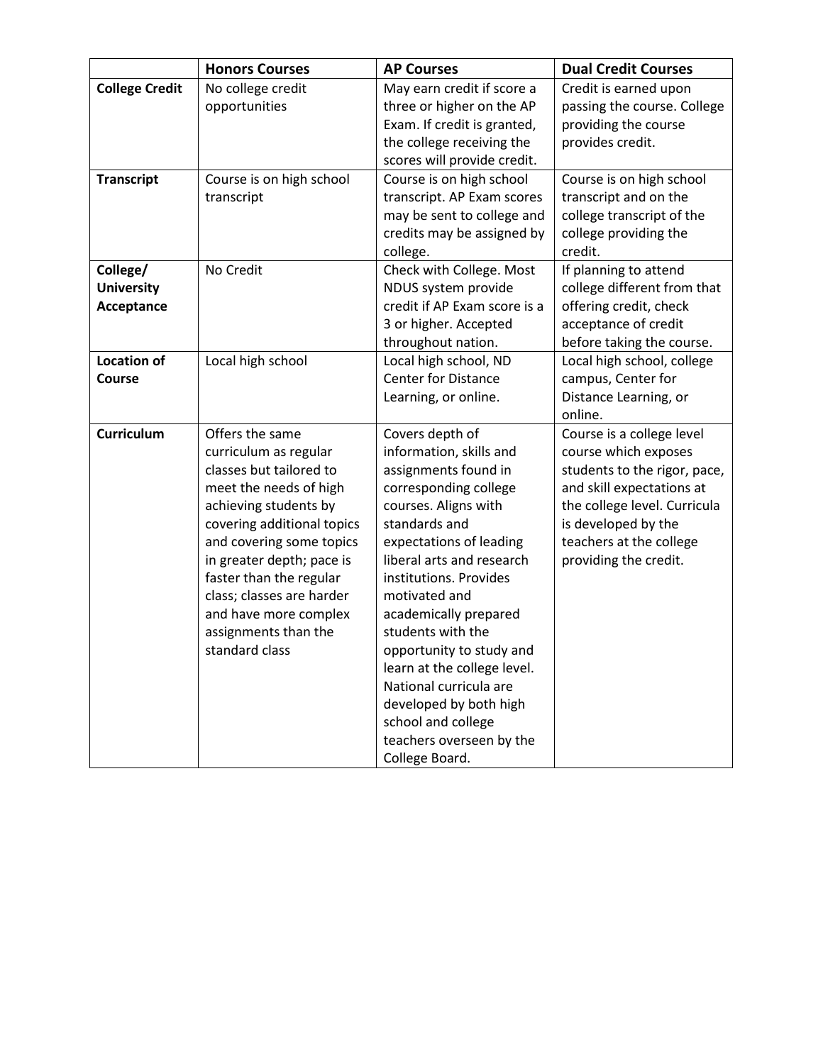| | Honors Courses | AP Courses | Dual Credit Courses |
|---|---|---|---|
| **College Credit** | No college credit opportunities | May earn credit if score a three or higher on the AP Exam. If credit is granted, the college receiving the scores will provide credit. | Credit is earned upon passing the course. College providing the course provides credit. |
| **Transcript** | Course is on high school transcript | Course is on high school transcript. AP Exam scores may be sent to college and credits may be assigned by college. | Course is on high school transcript and on the college transcript of the college providing the credit. |
| **College/ University Acceptance** | No Credit | Check with College. Most NDUS system provide credit if AP Exam score is a 3 or higher. Accepted throughout nation. | If planning to attend college different from that offering credit, check acceptance of credit before taking the course. |
| **Location of Course** | Local high school | Local high school, ND Center for Distance Learning, or online. | Local high school, college campus, Center for Distance Learning, or online. |
| **Curriculum** | Offers the same curriculum as regular classes but tailored to meet the needs of high achieving students by covering additional topics and covering some topics in greater depth; pace is faster than the regular class; classes are harder and have more complex assignments than the standard class | Covers depth of information, skills and assignments found in corresponding college courses. Aligns with standards and expectations of leading liberal arts and research institutions. Provides motivated and academically prepared students with the opportunity to study and learn at the college level. National curricula are developed by both high school and college teachers overseen by the College Board. | Course is a college level course which exposes students to the rigor, pace, and skill expectations at the college level. Curricula is developed by the teachers at the college providing the credit. |